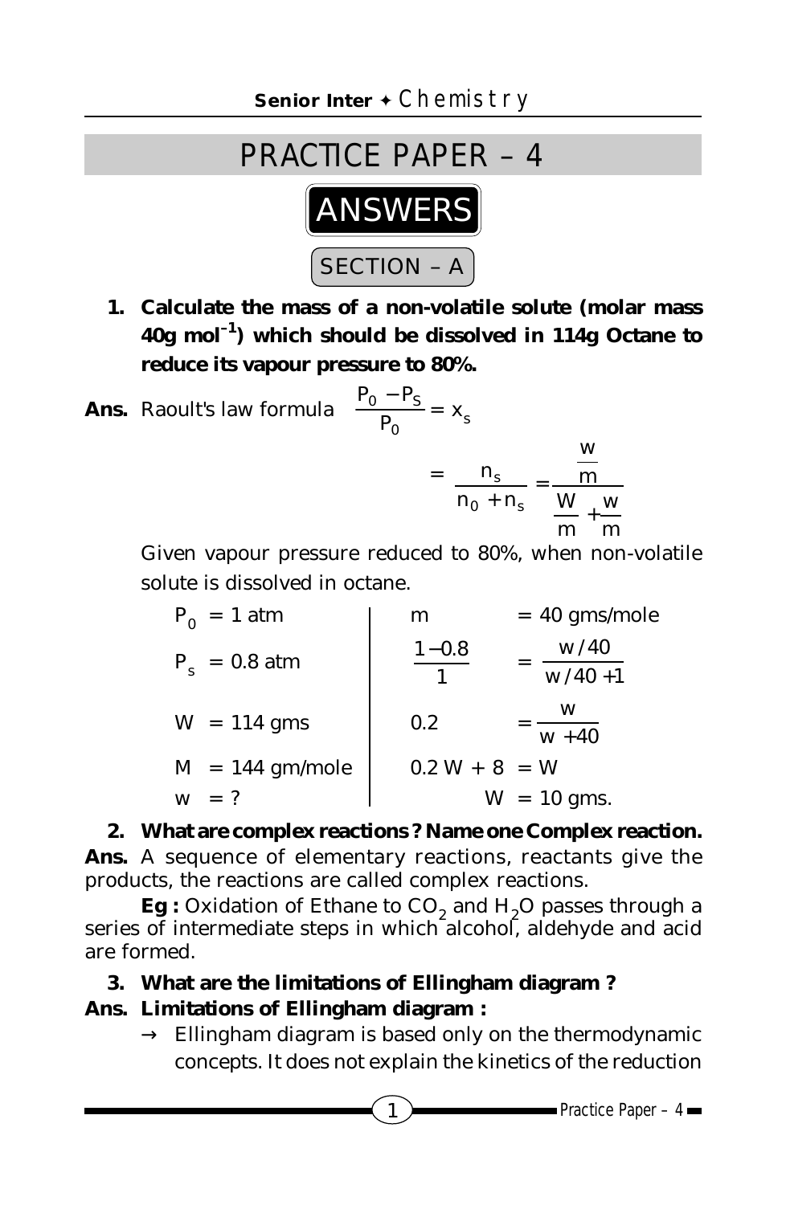# PRACTICE PAPER – 4

## ANSWERS

### SECTION – A

**1. Calculate the mass of a non-volatile solute (molar mass 40g mol$^{-1}$) which should be dissolved in 114g Octane to reduce its vapour pressure to 80%.**

**Ans.** Raoult's law formula $\frac{P_0 - P_S}{P_0} = x_s$

$$= \frac{n_s}{n_0 + n_s} = \frac{\frac{w}{m}}{\frac{W}{m} + \frac{w}{m}}$$

Given vapour pressure reduced to 80%, when non-volatile solute is dissolved in octane.

| | |
|---|---|
| $P_0$ = 1 atm | m = 40 gms/mole |
| $P_s$ = 0.8 atm | $\frac{1-0.8}{1} = \frac{w/40}{w/40+1}$ |
| W = 114 gms | $0.2 = \frac{w}{w+40}$ |
| M = 144 gm/mole | 0.2 W + 8 = W |
| w = ? | W = 10 gms. |

**2. What are complex reactions ? Name one Complex reaction.**

**Ans.** A sequence of elementary reactions, reactants give the products, the reactions are called complex reactions.

**Eg :** Oxidation of Ethane to $CO_2$ and $H_2O$ passes through a series of intermediate steps in which alcohol, aldehyde and acid are formed.

**3. What are the limitations of Ellingham diagram ?**

**Ans. Limitations of Ellingham diagram :**

→ Ellingham diagram is based only on the thermodynamic concepts. It does not explain the kinetics of the reduction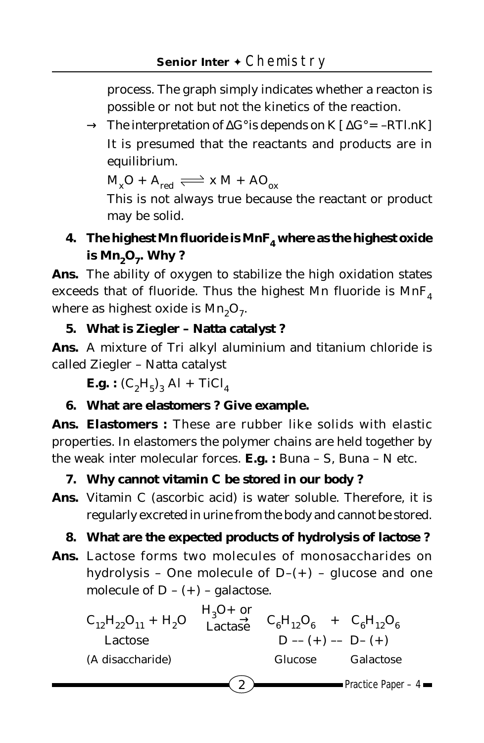process. The graph simply indicates whether a reacton is possible or not but not the kinetics of the reaction.

→ The interpretation of $\Delta G°$ is depends on K [ $\Delta G° = -RTl.nK$ ] It is presumed that the reactants and products are in equilibrium.

$M_xO + A_{red} \rightleftharpoons x\,M + AO_{ox}$

This is not always true because the reactant or product may be solid.

**4. The highest Mn fluoride is $MnF_4$ where as the highest oxide is $Mn_2O_7$. Why ?**

**Ans.** The ability of oxygen to stabilize the high oxidation states exceeds that of fluoride. Thus the highest Mn fluoride is $MnF_4$ where as highest oxide is $Mn_2O_7$.

**5. What is Ziegler – Natta catalyst ?**

**Ans.** A mixture of Tri alkyl aluminium and titanium chloride is called Ziegler – Natta catalyst

**E.g. :** $(C_2H_5)_3\,Al + TiCl_4$

**6. What are elastomers ? Give example.**

**Ans. Elastomers :** These are rubber like solids with elastic properties. In elastomers the polymer chains are held together by the weak inter molecular forces. **E.g. :** Buna – S, Buna – N etc.

**7. Why cannot vitamin C be stored in our body ?**

**Ans.** Vitamin C (ascorbic acid) is water soluble. Therefore, it is regularly excreted in urine from the body and cannot be stored.

**8. What are the expected products of hydrolysis of lactose ?**

**Ans.** Lactose forms two molecules of monosaccharides on hydrolysis – One molecule of D–(+) – glucose and one molecule of D – (+) – galactose.

$$\underset{\text{(A disaccharide)}}{\underset{\text{Lactose}}{C_{12}H_{22}O_{11}}} + H_2O \xrightarrow[\text{Lactase}]{H_3O^+ \text{ or}} \underset{\text{Glucose}}{\underset{D-(+)-}{C_6H_{12}O_6}} + \underset{\text{Galactose}}{\underset{D-(+)}{C_6H_{12}O_6}}$$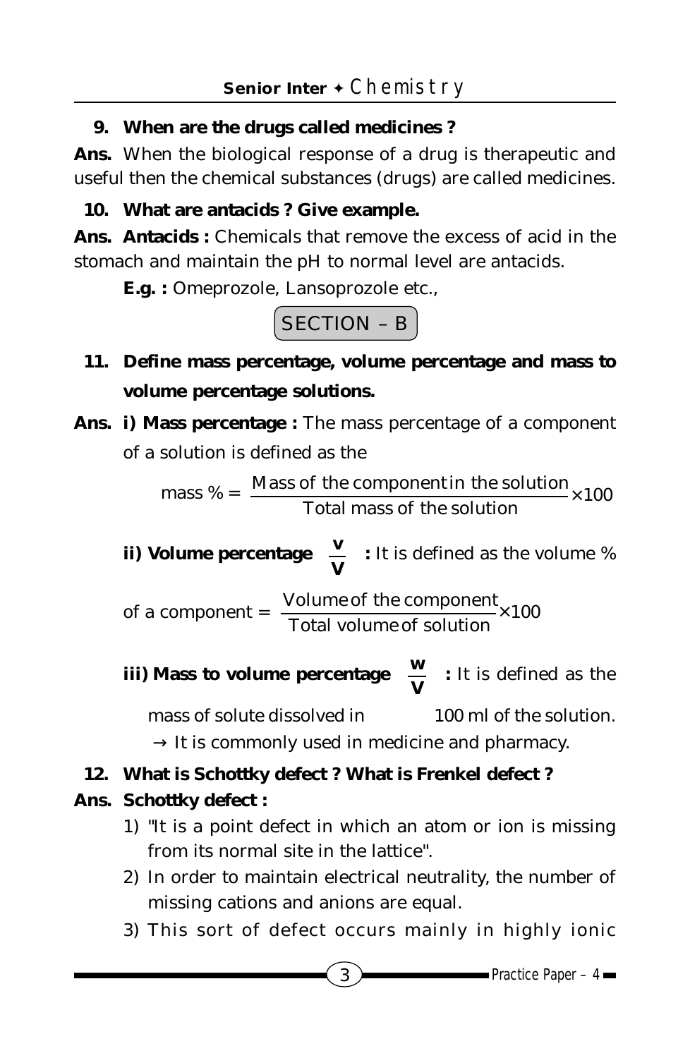**9. When are the drugs called medicines ?**

**Ans.** When the biological response of a drug is therapeutic and useful then the chemical substances (drugs) are called medicines.

**10. What are antacids ? Give example.**

**Ans. Antacids :** Chemicals that remove the excess of acid in the stomach and maintain the pH to normal level are antacids.

**E.g. :** Omeprozole, Lansoprozole etc.,

## SECTION – B

**11. Define mass percentage, volume percentage and mass to volume percentage solutions.**

**Ans. i) Mass percentage :** The mass percentage of a component of a solution is defined as the

$$\text{mass \%} = \frac{\text{Mass of the component in the solution}}{\text{Total mass of the solution}} \times 100$$

**ii) Volume percentage $\frac{v}{V}$ :** It is defined as the volume % of a component = $\frac{\text{Volume of the component}}{\text{Total volume of solution}} \times 100$

**iii) Mass to volume percentage $\frac{w}{V}$ :** It is defined as the mass of solute dissolved in 100 ml of the solution.

→ It is commonly used in medicine and pharmacy.

**12. What is Schottky defect ? What is Frenkel defect ?**

**Ans. Schottky defect :**

1) "It is a point defect in which an atom or ion is missing from its normal site in the lattice".
2) In order to maintain electrical neutrality, the number of missing cations and anions are equal.
3) This sort of defect occurs mainly in highly ionic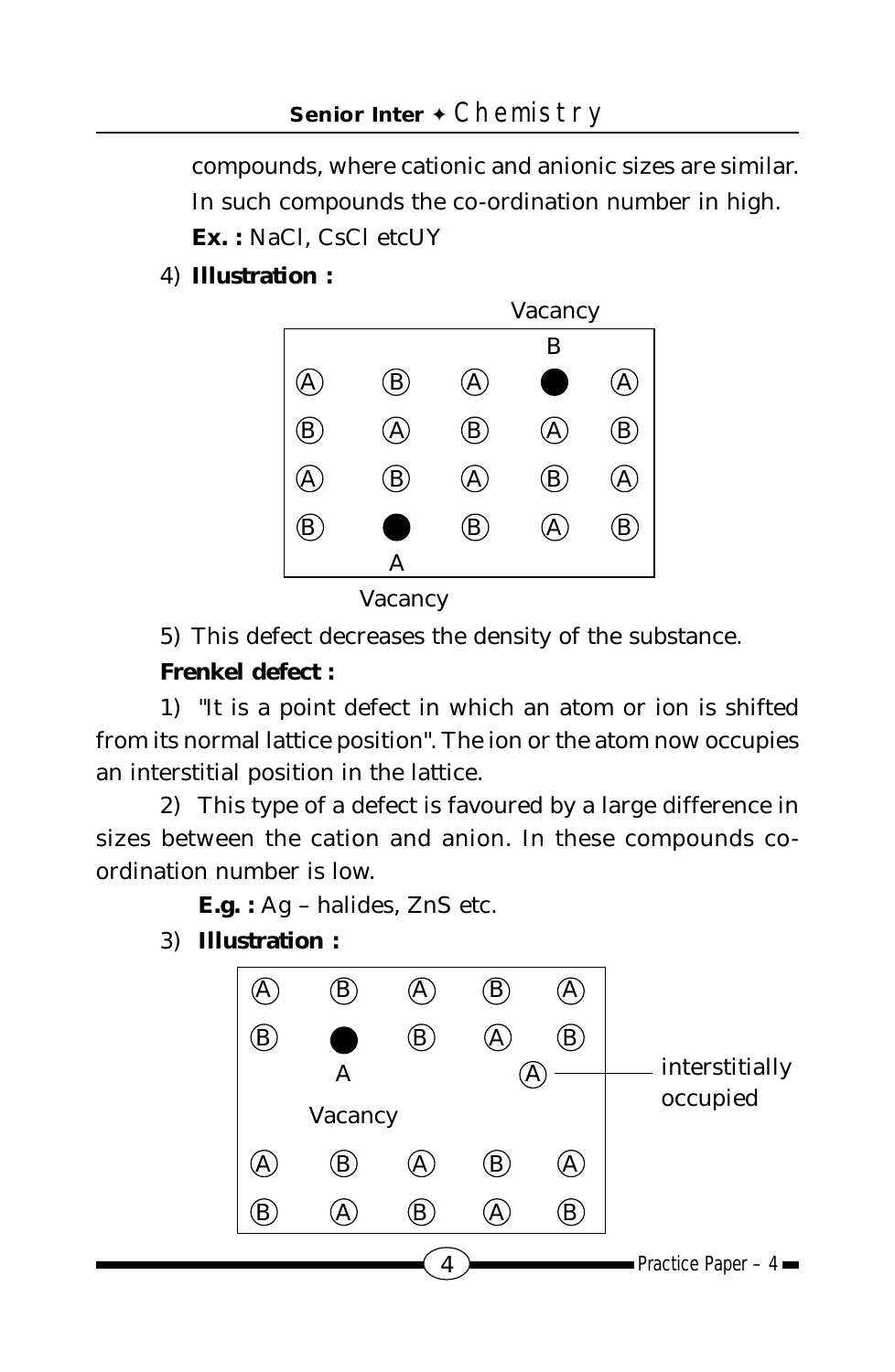compounds, where cationic and anionic sizes are similar. In such compounds the co-ordination number in high.

**Ex. :** NaCl, CsCl etcUY

4) **Illustration :**

```
                         Vacancy
                            B
 (A)     (B)     (A)       ●       (A)
 (B)     (A)     (B)     (A)     (B)
 (A)     (B)     (A)     (B)     (A)
 (B)      ●      (B)     (A)     (B)
          A
       Vacancy
```

5) This defect decreases the density of the substance.

**Frenkel defect :**

1) "It is a point defect in which an atom or ion is shifted from its normal lattice position". The ion or the atom now occupies an interstitial position in the lattice.

2) This type of a defect is favoured by a large difference in sizes between the cation and anion. In these compounds co-ordination number is low.

**E.g. :** Ag – halides, ZnS etc.

3) **Illustration :**

```
 (A)     (B)     (A)     (B)     (A)
 (B)      ●      (B)     (A)     (B)
          A                (A) ——— interstitially
       Vacancy                     occupied
 (A)     (B)     (A)     (B)     (A)
 (B)     (A)     (B)     (A)     (B)
```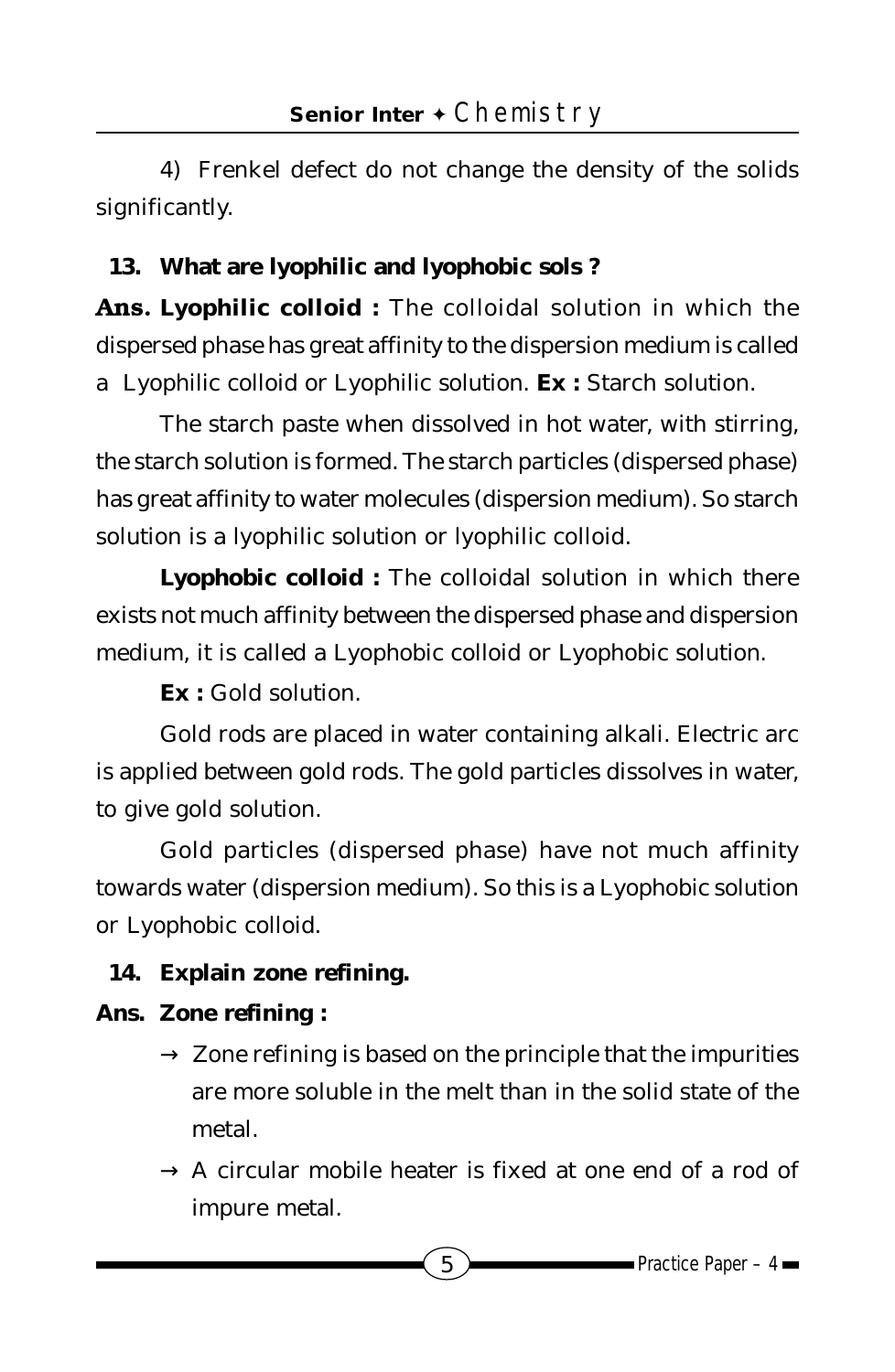4) Frenkel defect do not change the density of the solids significantly.

**13. What are lyophilic and lyophobic sols ?**

**Ans. Lyophilic colloid :** The colloidal solution in which the dispersed phase has great affinity to the dispersion medium is called a Lyophilic colloid or Lyophilic solution. **Ex :** Starch solution.

The starch paste when dissolved in hot water, with stirring, the starch solution is formed. The starch particles (dispersed phase) has great affinity to water molecules (dispersion medium). So starch solution is a lyophilic solution or lyophilic colloid.

**Lyophobic colloid :** The colloidal solution in which there exists not much affinity between the dispersed phase and dispersion medium, it is called a Lyophobic colloid or Lyophobic solution.

**Ex :** Gold solution.

Gold rods are placed in water containing alkali. Electric arc is applied between gold rods. The gold particles dissolves in water, to give gold solution.

Gold particles (dispersed phase) have not much affinity towards water (dispersion medium). So this is a Lyophobic solution or Lyophobic colloid.

**14. Explain zone refining.**

**Ans. Zone refining :**

→ Zone refining is based on the principle that the impurities are more soluble in the melt than in the solid state of the metal.

→ A circular mobile heater is fixed at one end of a rod of impure metal.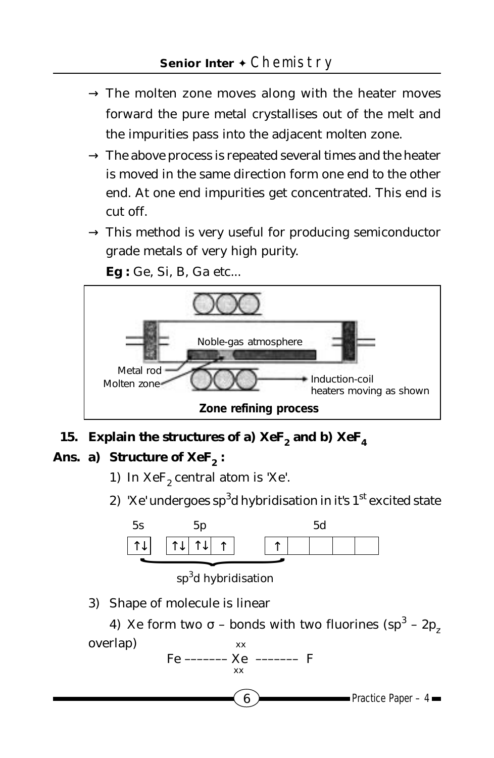→ The molten zone moves along with the heater moves forward the pure metal crystallises out of the melt and the impurities pass into the adjacent molten zone.

→ The above process is repeated several times and the heater is moved in the same direction form one end to the other end. At one end impurities get concentrated. This end is cut off.

→ This method is very useful for producing semiconductor grade metals of very high purity.

**Eg :** Ge, Si, B, Ga etc...

Noble-gas atmosphere

Metal rod

Molten zone

Induction-coil heaters moving as shown

**Zone refining process**

**15. Explain the structures of a) $XeF_2$ and b) $XeF_4$**

**Ans. a) Structure of $XeF_2$ :**

1) In $XeF_2$ central atom is 'Xe'.

2) 'Xe' undergoes $sp^3d$ hybridisation in it's 1st excited state

| 5s | | 5p | | | | 5d | | | | |
|---|---|---|---|---|---|---|---|---|---|---|
| ↑↓ | | ↑↓ | ↑↓ | ↑ | | ↑ | | | | |

$sp^3d$ hybridisation

3) Shape of molecule is linear

4) Xe form two σ – bonds with two fluorines ($sp^3$ – $2p_z$ overlap)

Fe ––––––– Xe ––––––– F (with "xx" above and below Xe)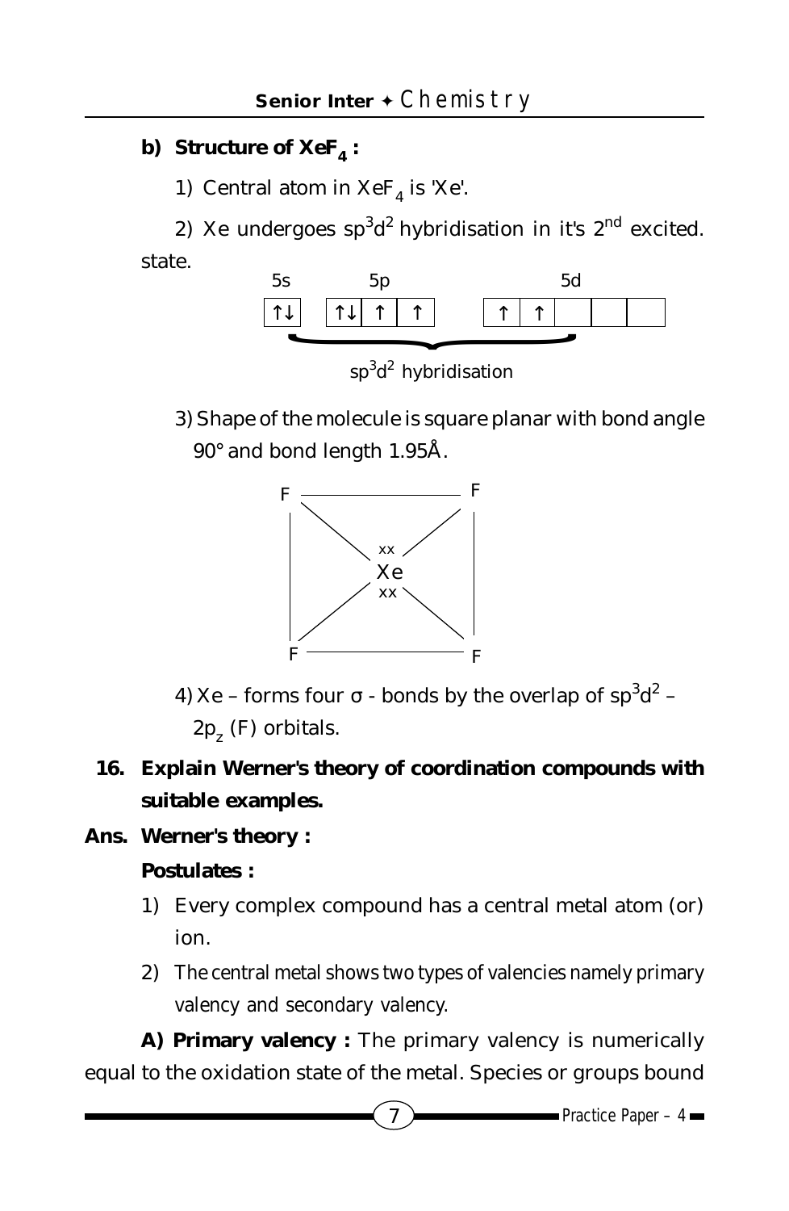**b) Structure of $XeF_4$ :**

1) Central atom in $XeF_4$ is 'Xe'.

2) Xe undergoes $sp^3d^2$ hybridisation in it's $2^{nd}$ excited. state.

| 5s | | 5p | | | | 5d | | | | |
|---|---|---|---|---|---|---|---|---|---|---|
| ↑↓ | | ↑↓ | ↑ | ↑ | | ↑ | ↑ | | | |

$sp^3d^2$ hybridisation

3) Shape of the molecule is square planar with bond angle 90° and bond length 1.95Å.

```
F ————————— F
| \       / |
|    xx     |
|    Xe     |
|    xx     |
| /       \ |
F ————————— F
```

4) Xe – forms four σ - bonds by the overlap of $sp^3d^2$ – $2p_z$ (F) orbitals.

**16. Explain Werner's theory of coordination compounds with suitable examples.**

**Ans. Werner's theory :**

**Postulates :**

1) Every complex compound has a central metal atom (or) ion.

2) The central metal shows two types of valencies namely primary valency and secondary valency.

**A) Primary valency :** The primary valency is numerically equal to the oxidation state of the metal. Species or groups bound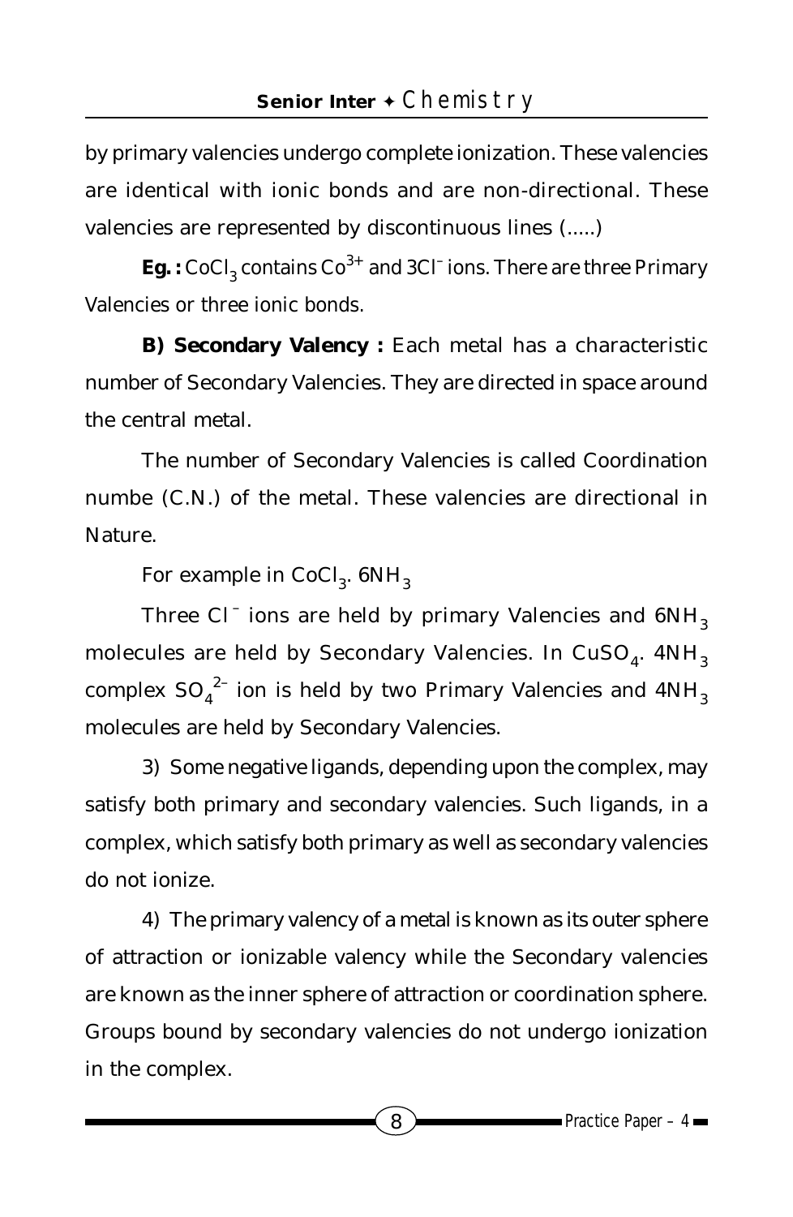by primary valencies undergo complete ionization. These valencies are identical with ionic bonds and are non-directional. These valencies are represented by discontinuous lines (.....)

**Eg. :** $CoCl_3$ contains $Co^{3+}$ and $3Cl^-$ ions. There are three Primary Valencies or three ionic bonds.

**B) Secondary Valency :** Each metal has a characteristic number of Secondary Valencies. They are directed in space around the central metal.

The number of Secondary Valencies is called Coordination numbe (C.N.) of the metal. These valencies are directional in Nature.

For example in $CoCl_3 . 6NH_3$

Three $Cl^-$ ions are held by primary Valencies and $6NH_3$ molecules are held by Secondary Valencies. In $CuSO_4 . 4NH_3$ complex $SO_4^{2-}$ ion is held by two Primary Valencies and $4NH_3$ molecules are held by Secondary Valencies.

3) Some negative ligands, depending upon the complex, may satisfy both primary and secondary valencies. Such ligands, in a complex, which satisfy both primary as well as secondary valencies do not ionize.

4) The primary valency of a metal is known as its outer sphere of attraction or ionizable valency while the Secondary valencies are known as the inner sphere of attraction or coordination sphere. Groups bound by secondary valencies do not undergo ionization in the complex.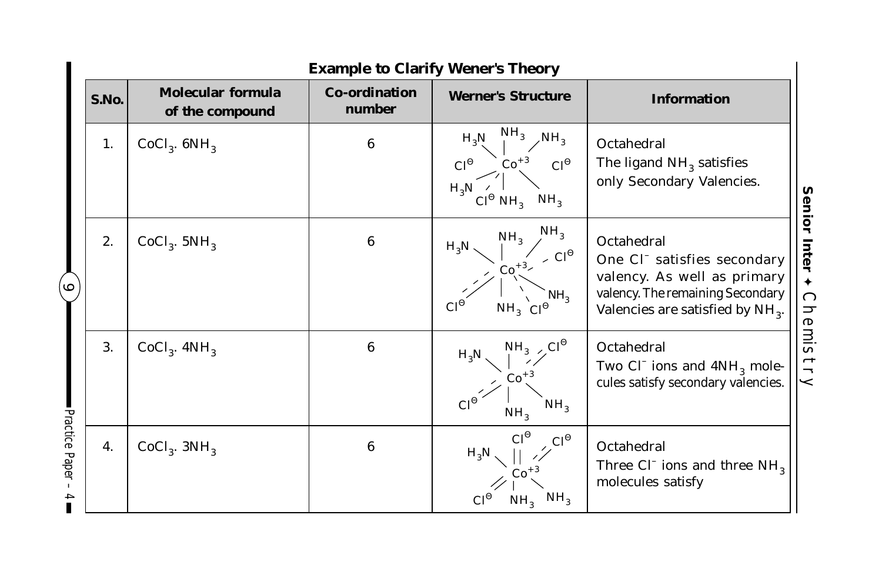**Example to Clarify Wener's Theory**

| S.No. | Molecular formula of the compound | Co-ordination number | Werner's Structure | Information |
|---|---|---|---|---|
| 1. | $CoCl_3 . 6NH_3$ | 6 | $H_3N$, $NH_3$, $NH_3$, $Cl^{\ominus}$, $Co^{+3}$, $Cl^{\ominus}$, $H_3N$, $Cl^{\ominus}$, $NH_3$, $NH_3$ | Octahedral The ligand $NH_3$ satisfies only Secondary Valencies. |
| 2. | $CoCl_3 . 5NH_3$ | 6 | $NH_3$, $H_3N$, $NH_3$, $Cl^{\ominus}$, $Co^{+3}$, $NH_3$, $Cl^{\ominus}$, $NH_3$, $Cl^{\ominus}$ | Octahedral One $Cl^-$ satisfies secondary valency. As well as primary valency. The remaining Secondary Valencies are satisfied by $NH_3$. |
| 3. | $CoCl_3 . 4NH_3$ | 6 | $H_3N$, $NH_3$, $Cl^{\ominus}$, $Co^{+3}$, $Cl^{\ominus}$, $NH_3$, $NH_3$ | Octahedral Two $Cl^-$ ions and $4NH_3$ molecules satisfy secondary valencies. |
| 4. | $CoCl_3 . 3NH_3$ | 6 | $Cl^{\ominus}$, $Cl^{\ominus}$, $H_3N$, $Co^{+3}$, $Cl^{\ominus}$, $NH_3$, $NH_3$ | Octahedral Three $Cl^-$ ions and three $NH_3$ molecules satisfy |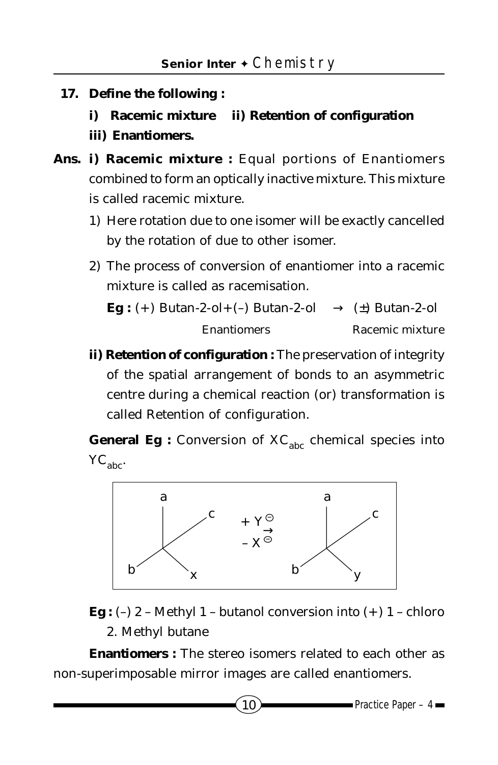**17. Define the following :**

**i) Racemic mixture ii) Retention of configuration**

**iii) Enantiomers.**

**Ans. i) Racemic mixture :** Equal portions of Enantiomers combined to form an optically inactive mixture. This mixture is called racemic mixture.

1) Here rotation due to one isomer will be exactly cancelled by the rotation of due to other isomer.

2) The process of conversion of enantiomer into a racemic mixture is called as racemisation.

**Eg :** (+) Butan-2-ol+(–) Butan-2-ol → (±) Butan-2-ol

Enantiomers Racemic mixture

**ii) Retention of configuration :** The preservation of integrity of the spatial arrangement of bonds to an asymmetric centre during a chemical reaction (or) transformation is called Retention of configuration.

**General Eg :** Conversion of $XC_{abc}$ chemical species into $YC_{abc}$.

$$XC_{abc} \xrightarrow[-X^{\ominus}]{+Y^{\ominus}} YC_{abc}$$

**Eg :** (–) 2 – Methyl 1 – butanol conversion into (+) 1 – chloro 2. Methyl butane

**Enantiomers :** The stereo isomers related to each other as non-superimposable mirror images are called enantiomers.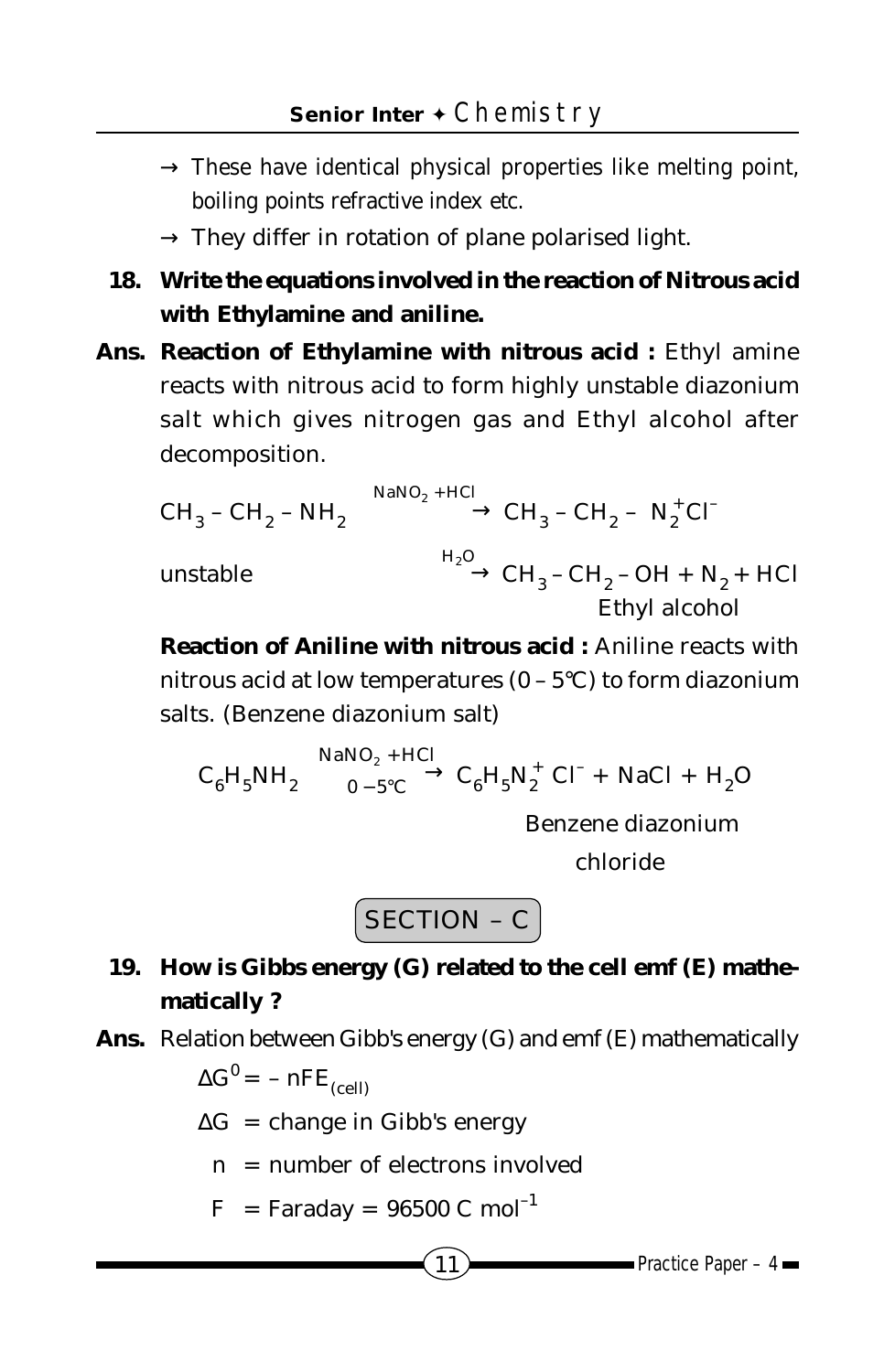→ These have identical physical properties like melting point, boiling points refractive index etc.

→ They differ in rotation of plane polarised light.

**18. Write the equations involved in the reaction of Nitrous acid with Ethylamine and aniline.**

**Ans. Reaction of Ethylamine with nitrous acid :** Ethyl amine reacts with nitrous acid to form highly unstable diazonium salt which gives nitrogen gas and Ethyl alcohol after decomposition.

$$CH_3 - CH_2 - NH_2 \xrightarrow{NaNO_2 + HCl} CH_3 - CH_2 - N_2^+Cl^-$$

unstable

$$\xrightarrow{H_2O} CH_3 - CH_2 - OH + N_2 + HCl$$

Ethyl alcohol

**Reaction of Aniline with nitrous acid :** Aniline reacts with nitrous acid at low temperatures (0 – 5°C) to form diazonium salts. (Benzene diazonium salt)

$$C_6H_5NH_2 \xrightarrow[0-5°C]{NaNO_2 + HCl} C_6H_5N_2^+ Cl^- + NaCl + H_2O$$

Benzene diazonium chloride

## SECTION – C

**19. How is Gibbs energy (G) related to the cell emf (E) mathematically ?**

**Ans.** Relation between Gibb's energy (G) and emf (E) mathematically

$$\Delta G^0 = -nFE_{(cell)}$$

$\Delta G$ = change in Gibb's energy

$n$ = number of electrons involved

$F$ = Faraday = 96500 C $mol^{-1}$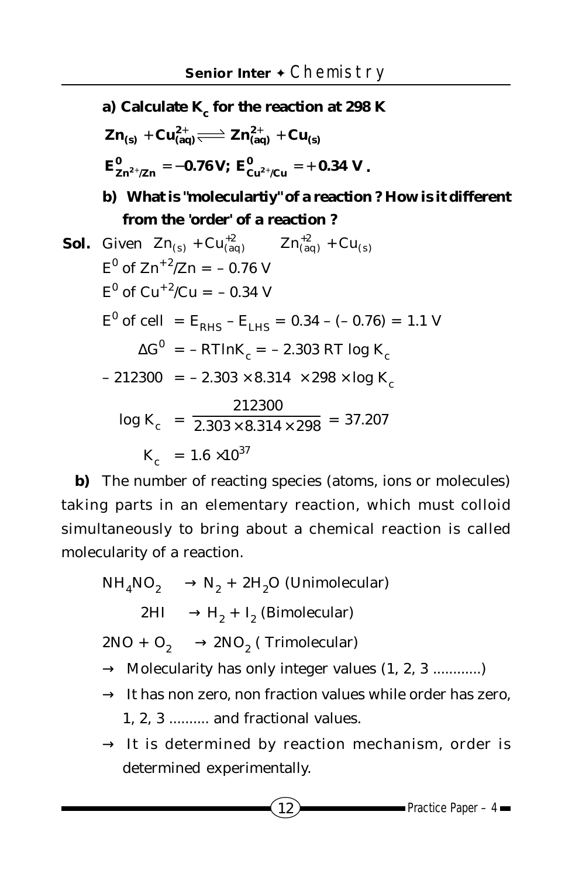**a) Calculate $K_c$ for the reaction at 298 K**

$$Zn_{(s)} + Cu^{2+}_{(aq)} \rightleftharpoons Zn^{2+}_{(aq)} + Cu_{(s)}$$

$$E^0_{Zn^{2+}/Zn} = -0.76\,V;\ E^0_{Cu^{2+}/Cu} = +0.34\,V.$$

**b) What is "moleculartiy" of a reaction ? How is it different from the 'order' of a reaction ?**

**Sol.** Given $Zn_{(s)} + Cu^{+2}_{(aq)} \quad Zn^{+2}_{(aq)} + Cu_{(s)}$

$E^0$ of $Zn^{+2}/Zn$ = – 0.76 V

$E^0$ of $Cu^{+2}/Cu$ = – 0.34 V

$E^0$ of cell $= E_{RHS} - E_{LHS} = 0.34 - (-0.76) = 1.1\ V$

$\Delta G^0 = -RT\ln K_c = -2.303\ RT\log K_c$

$-212300 = -2.303 \times 8.314 \times 298 \times \log K_c$

$$\log K_c = \frac{212300}{2.303 \times 8.314 \times 298} = 37.207$$

$K_c = 1.6 \times 10^{37}$

**b)** The number of reacting species (atoms, ions or molecules) taking parts in an elementary reaction, which must colloid simultaneously to bring about a chemical reaction is called molecularity of a reaction.

$NH_4NO_2 \rightarrow N_2 + 2H_2O$ (Unimolecular)

$2HI \rightarrow H_2 + I_2$ (Bimolecular)

$2NO + O_2 \rightarrow 2NO_2$ ( Trimolecular)

- → Molecularity has only integer values (1, 2, 3 ............)
- → It has non zero, non fraction values while order has zero, 1, 2, 3 .......... and fractional values.
- → It is determined by reaction mechanism, order is determined experimentally.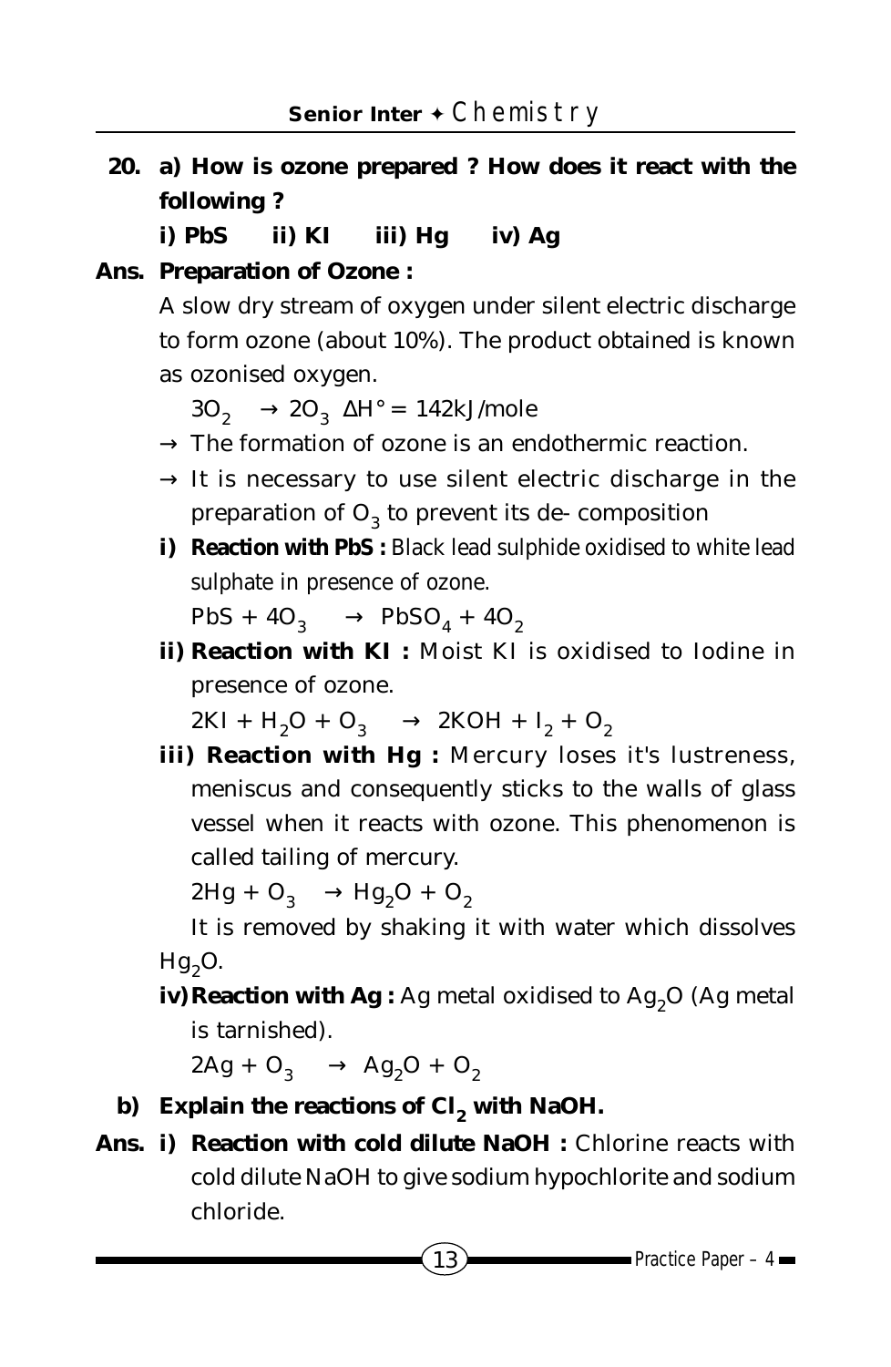**20. a) How is ozone prepared ? How does it react with the following ?**

**i) PbS  ii) KI  iii) Hg  iv) Ag**

**Ans. Preparation of Ozone :**

A slow dry stream of oxygen under silent electric discharge to form ozone (about 10%). The product obtained is known as ozonised oxygen.

$3O_2 \rightarrow 2O_3$ $\Delta H° = 142kJ/mole$

→ The formation of ozone is an endothermic reaction.

→ It is necessary to use silent electric discharge in the preparation of $O_3$ to prevent its de- composition

**i) Reaction with PbS :** Black lead sulphide oxidised to white lead sulphate in presence of ozone.

$PbS + 4O_3 \rightarrow PbSO_4 + 4O_2$

**ii) Reaction with KI :** Moist KI is oxidised to Iodine in presence of ozone.

$2KI + H_2O + O_3 \rightarrow 2KOH + I_2 + O_2$

**iii) Reaction with Hg :** Mercury loses it's lustreness, meniscus and consequently sticks to the walls of glass vessel when it reacts with ozone. This phenomenon is called tailing of mercury.

$2Hg + O_3 \rightarrow Hg_2O + O_2$

It is removed by shaking it with water which dissolves $Hg_2O$.

**iv) Reaction with Ag :** Ag metal oxidised to $Ag_2O$ (Ag metal is tarnished).

$2Ag + O_3 \rightarrow Ag_2O + O_2$

**b) Explain the reactions of $Cl_2$ with NaOH.**

**Ans. i) Reaction with cold dilute NaOH :** Chlorine reacts with cold dilute NaOH to give sodium hypochlorite and sodium chloride.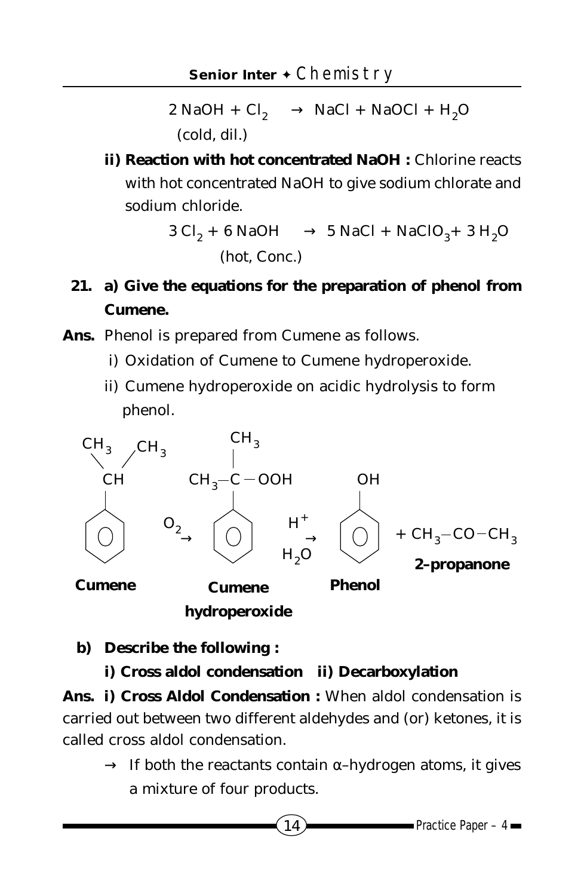$$2\,NaOH + Cl_2 \rightarrow NaCl + NaOCl + H_2O$$
(cold, dil.)

**ii) Reaction with hot concentrated NaOH :** Chlorine reacts with hot concentrated NaOH to give sodium chlorate and sodium chloride.

$$3\,Cl_2 + 6\,NaOH \rightarrow 5\,NaCl + NaClO_3 + 3\,H_2O$$
(hot, Conc.)

**21. a) Give the equations for the preparation of phenol from Cumene.**

**Ans.** Phenol is prepared from Cumene as follows.

i) Oxidation of Cumene to Cumene hydroperoxide.

ii) Cumene hydroperoxide on acidic hydrolysis to form phenol.

$$C_6H_5CH(CH_3)_2 \xrightarrow{O_2} C_6H_5C(CH_3)_2OOH \xrightarrow[H_2O]{H^+} C_6H_5OH + CH_3-CO-CH_3$$

**Cumene** → **Cumene hydroperoxide** → **Phenol** + **2–propanone**

**b) Describe the following :**

**i) Cross aldol condensation ii) Decarboxylation**

**Ans. i) Cross Aldol Condensation :** When aldol condensation is carried out between two different aldehydes and (or) ketones, it is called cross aldol condensation.

→ If both the reactants contain α–hydrogen atoms, it gives a mixture of four products.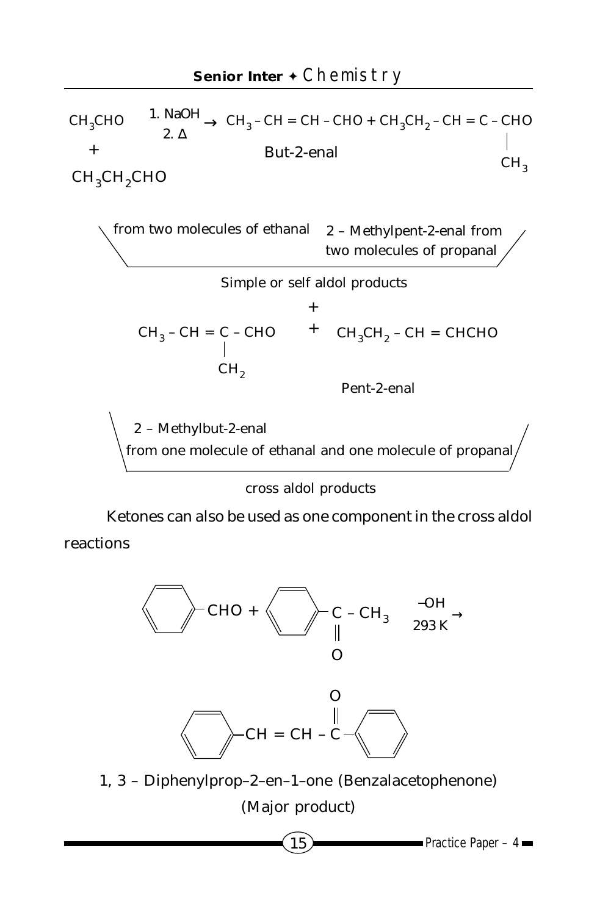$$CH_3CHO + CH_3CH_2CHO \xrightarrow[2.\ \Delta]{1.\ NaOH} CH_3-CH=CH-CHO + CH_3CH_2-CH=\underset{\displaystyle CH_3}{\underset{|}{C}}-CHO$$

But-2-enal

from two molecules of ethanal — 2 – Methylpent-2-enal from two molecules of propanal

Simple or self aldol products

+

$$CH_3-CH=\underset{\displaystyle CH_2}{\underset{|}{C}}-CHO \quad + \quad CH_3CH_2-CH=CHCHO$$

Pent-2-enal

2 – Methylbut-2-enal from one molecule of ethanal and one molecule of propanal

cross aldol products

Ketones can also be used as one component in the cross aldol reactions

$$C_6H_5-CHO + C_6H_5-\underset{\displaystyle O}{\underset{\|}{C}}-CH_3 \xrightarrow[293\,K]{^{-}OH}$$

$$C_6H_5-CH=CH-\overset{\displaystyle O}{\overset{\|}{C}}-C_6H_5$$

1, 3 – Diphenylprop–2–en–1–one (Benzalacetophenone)

(Major product)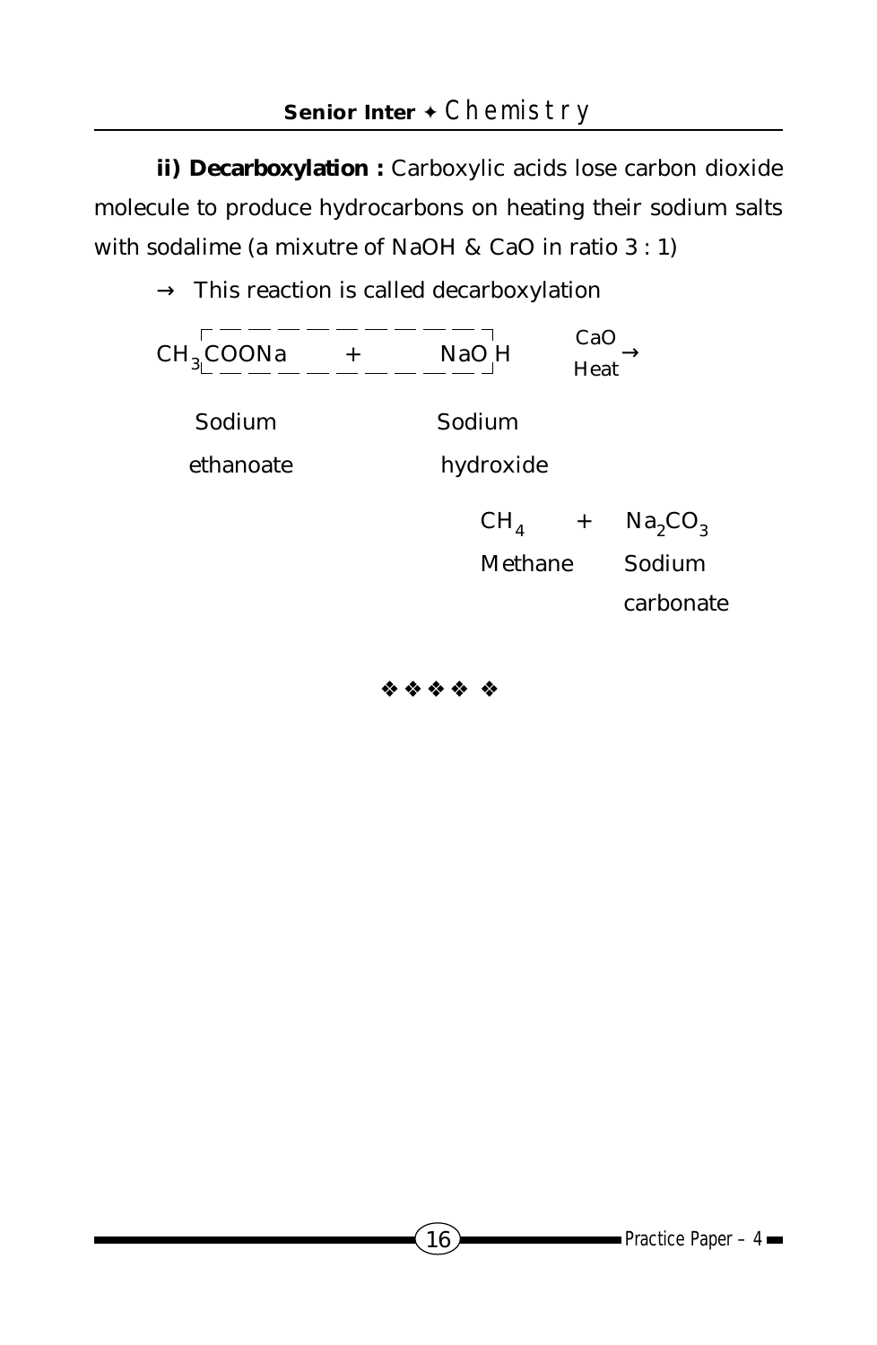**ii) Decarboxylation :** Carboxylic acids lose carbon dioxide molecule to produce hydrocarbons on heating their sodium salts with sodalime (a mixutre of NaOH & CaO in ratio 3 : 1)

→ This reaction is called decarboxylation

$$\underset{\text{Sodium ethanoate}}{CH_3COONa} + \underset{\text{Sodium hydroxide}}{NaOH} \xrightarrow[\text{Heat}]{CaO} \underset{\text{Methane}}{CH_4} + \underset{\text{Sodium carbonate}}{Na_2CO_3}$$

❖ ❖ ❖ ❖ ❖